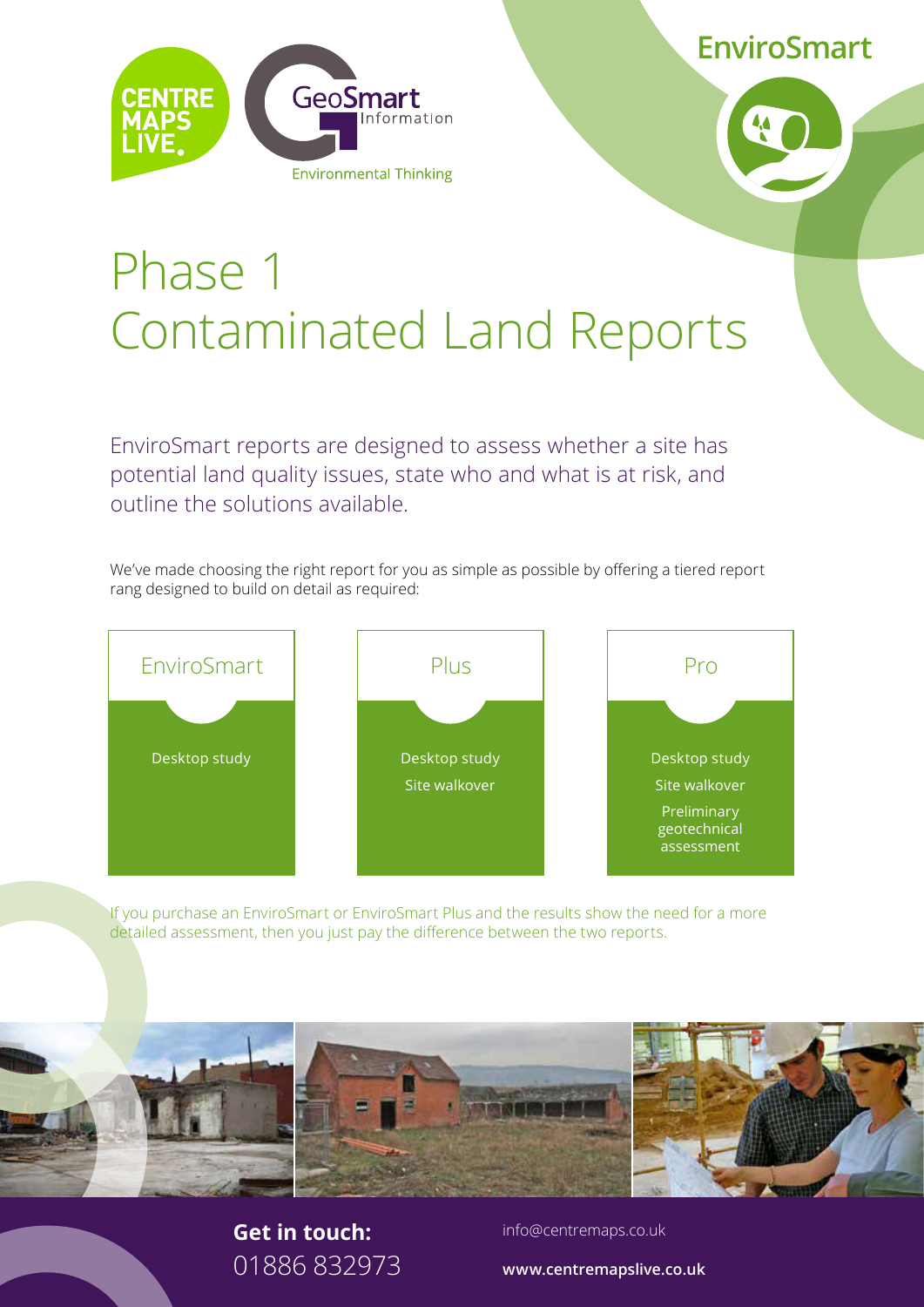CENTRE MAPS LIVE.

GeoSmart Information

Environmental Thinking

EnviroSmart

# Phase 1 Contaminated Land Reports

EnviroSmart reports are designed to assess whether a site has potential land quality issues, state who and what is at risk, and outline the solutions available.

We've made choosing the right report for you as simple as possible by offering a tiered report rang designed to build on detail as required:

| EnviroSmart | Plus | Pro |
|---|---|---|
| Desktop study | Desktop study | Desktop study |
| | Site walkover | Site walkover |
| | | Preliminary geotechnical assessment |

If you purchase an EnviroSmart or EnviroSmart Plus and the results show the need for a more detailed assessment, then you just pay the difference between the two reports.

**Get in touch:**
01886 832973

info@centremaps.co.uk

**www.centremapslive.co.uk**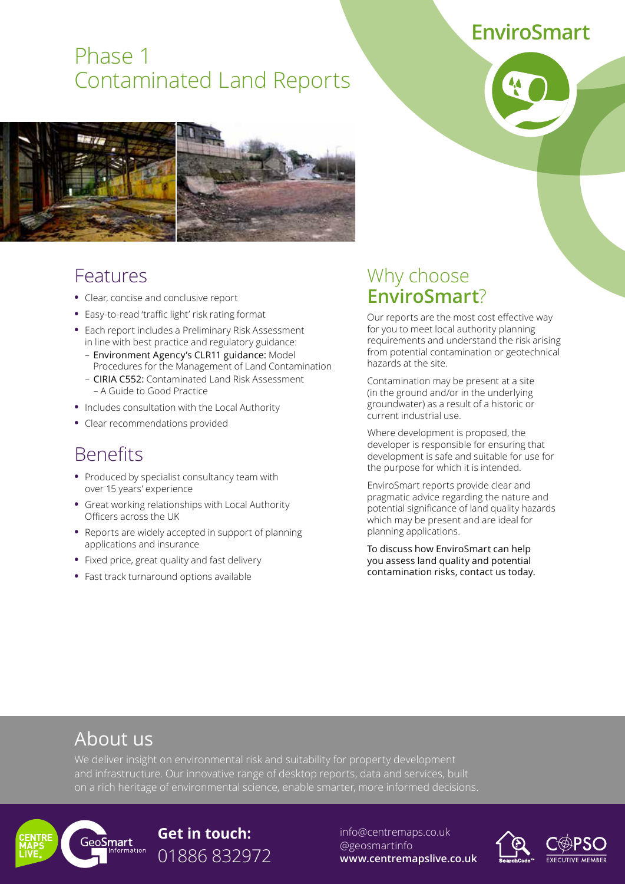EnviroSmart

# Phase 1 Contaminated Land Reports

## Features

- Clear, concise and conclusive report
- Easy-to-read 'traffic light' risk rating format
- Each report includes a Preliminary Risk Assessment in line with best practice and regulatory guidance:
  - Environment Agency's CLR11 guidance: Model Procedures for the Management of Land Contamination
  - CIRIA C552: Contaminated Land Risk Assessment – A Guide to Good Practice
- Includes consultation with the Local Authority
- Clear recommendations provided

## Benefits

- Produced by specialist consultancy team with over 15 years' experience
- Great working relationships with Local Authority Officers across the UK
- Reports are widely accepted in support of planning applications and insurance
- Fixed price, great quality and fast delivery
- Fast track turnaround options available

## Why choose **EnviroSmart**?

Our reports are the most cost effective way for you to meet local authority planning requirements and understand the risk arising from potential contamination or geotechnical hazards at the site.

Contamination may be present at a site (in the ground and/or in the underlying groundwater) as a result of a historic or current industrial use.

Where development is proposed, the developer is responsible for ensuring that development is safe and suitable for use for the purpose for which it is intended.

EnviroSmart reports provide clear and pragmatic advice regarding the nature and potential significance of land quality hazards which may be present and are ideal for planning applications.

To discuss how EnviroSmart can help you assess land quality and potential contamination risks, contact us today.

## About us

We deliver insight on environmental risk and suitability for property development and infrastructure. Our innovative range of desktop reports, data and services, built on a rich heritage of environmental science, enable smarter, more informed decisions.

**Get in touch:**
01886 832972

info@centremaps.co.uk
@geosmartinfo
**www.centremapslive.co.uk**